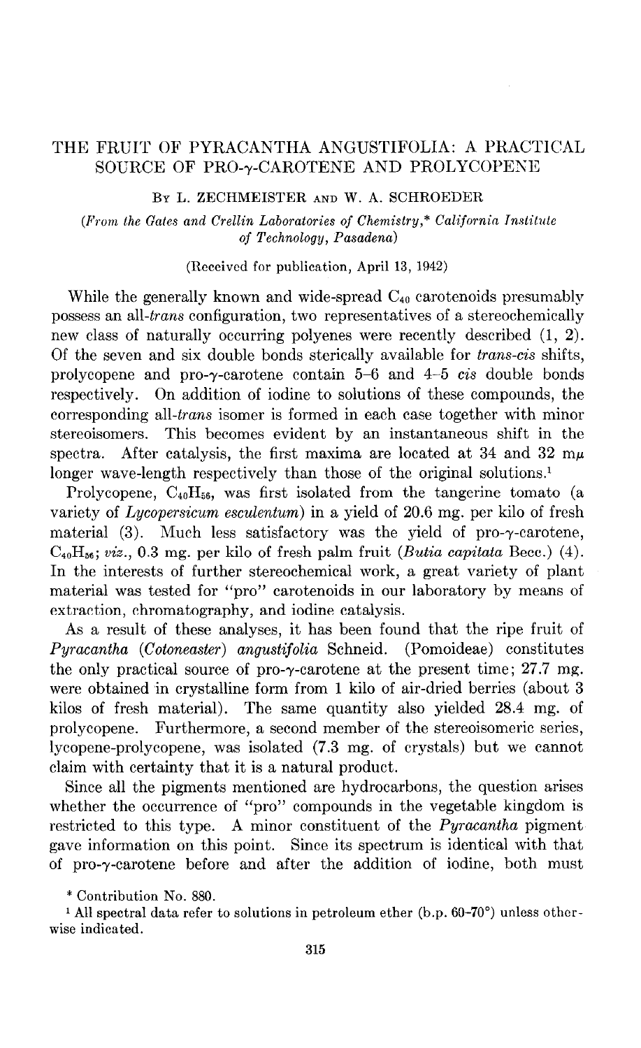# THE FRUIT OF PYRACANTHA ANGUSTIFOLIA: A PRACTICAL SOURCE OF PRO-γ-CAROTENE AND PROLYCOPENE

By L. ZECHMEISTER AND W. A. SCHROEDER

*(From the Gates and Crellin Laboratories of Chemistry,\* California Institute of Technology, Pasadena)*

(Received for publication, April 13, 1942)

While the generally known and wide-spread $C_{40}$ carotenoids presumably possess an *all-trans* configuration, two representatives of a stereochemically new class of naturally occurring polyenes were recently described (1, 2). Of the seven and six double bonds sterically available for *trans-cis* shifts, prolycopene and pro-γ-carotene contain 5–6 and 4–5 *cis* double bonds respectively. On addition of iodine to solutions of these compounds, the corresponding *all-trans* isomer is formed in each case together with minor stereoisomers. This becomes evident by an instantaneous shift in the spectra. After catalysis, the first maxima are located at 34 and 32 mμ longer wave-length respectively than those of the original solutions.[1]

Prolycopene, $C_{40}H_{56}$, was first isolated from the tangerine tomato (a variety of *Lycopersicum esculentum*) in a yield of 20.6 mg. per kilo of fresh material (3). Much less satisfactory was the yield of pro-γ-carotene, $C_{40}H_{56}$; *viz.*, 0.3 mg. per kilo of fresh palm fruit (*Butia capitata* Becc.) (4). In the interests of further stereochemical work, a great variety of plant material was tested for "pro" carotenoids in our laboratory by means of extraction, chromatography, and iodine catalysis.

As a result of these analyses, it has been found that the ripe fruit of *Pyracantha* (*Cotoneaster*) *angustifolia* Schneid. (Pomoideae) constitutes the only practical source of pro-γ-carotene at the present time; 27.7 mg. were obtained in crystalline form from 1 kilo of air-dried berries (about 3 kilos of fresh material). The same quantity also yielded 28.4 mg. of prolycopene. Furthermore, a second member of the stereoisomeric series, lycopene-prolycopene, was isolated (7.3 mg. of crystals) but we cannot claim with certainty that it is a natural product.

Since all the pigments mentioned are hydrocarbons, the question arises whether the occurrence of "pro" compounds in the vegetable kingdom is restricted to this type. A minor constituent of the *Pyracantha* pigment gave information on this point. Since its spectrum is identical with that of pro-γ-carotene before and after the addition of iodine, both must

\* Contribution No. 880.

[1] All spectral data refer to solutions in petroleum ether (b.p. 60–70°) unless otherwise indicated.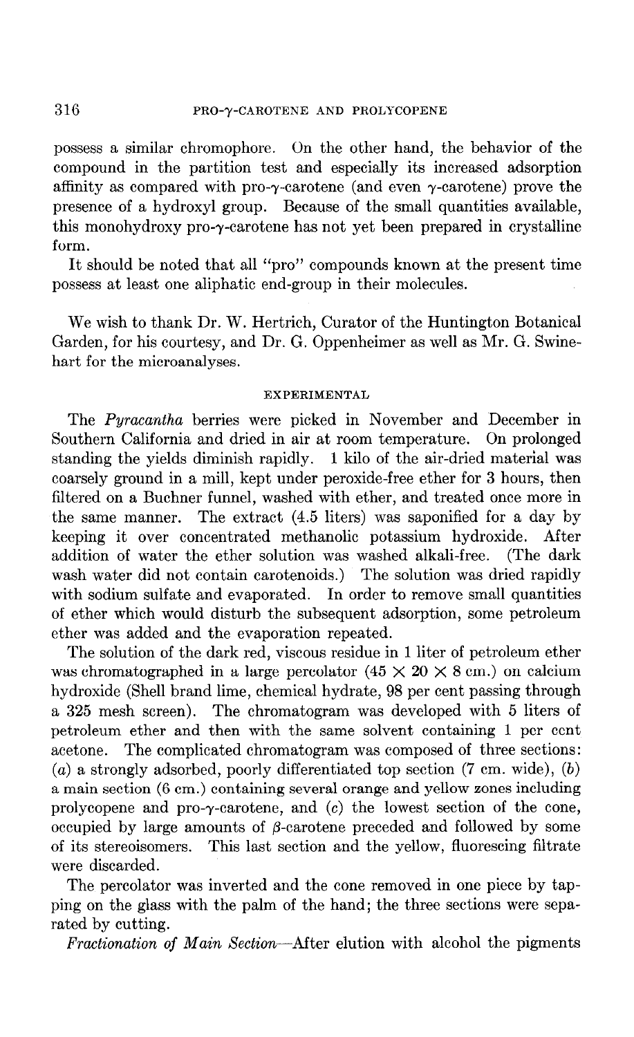possess a similar chromophore. On the other hand, the behavior of the compound in the partition test and especially its increased adsorption affinity as compared with pro-γ-carotene (and even γ-carotene) prove the presence of a hydroxyl group. Because of the small quantities available, this monohydroxy pro-γ-carotene has not yet been prepared in crystalline form.

It should be noted that all "pro" compounds known at the present time possess at least one aliphatic end-group in their molecules.

We wish to thank Dr. W. Hertrich, Curator of the Huntington Botanical Garden, for his courtesy, and Dr. G. Oppenheimer as well as Mr. G. Swinehart for the microanalyses.

## EXPERIMENTAL

The *Pyracantha* berries were picked in November and December in Southern California and dried in air at room temperature. On prolonged standing the yields diminish rapidly. 1 kilo of the air-dried material was coarsely ground in a mill, kept under peroxide-free ether for 3 hours, then filtered on a Buchner funnel, washed with ether, and treated once more in the same manner. The extract (4.5 liters) was saponified for a day by keeping it over concentrated methanolic potassium hydroxide. After addition of water the ether solution was washed alkali-free. (The dark wash water did not contain carotenoids.) The solution was dried rapidly with sodium sulfate and evaporated. In order to remove small quantities of ether which would disturb the subsequent adsorption, some petroleum ether was added and the evaporation repeated.

The solution of the dark red, viscous residue in 1 liter of petroleum ether was chromatographed in a large percolator (45 × 20 × 8 cm.) on calcium hydroxide (Shell brand lime, chemical hydrate, 98 per cent passing through a 325 mesh screen). The chromatogram was developed with 5 liters of petroleum ether and then with the same solvent containing 1 per cent acetone. The complicated chromatogram was composed of three sections: (*a*) a strongly adsorbed, poorly differentiated top section (7 cm. wide), (*b*) a main section (6 cm.) containing several orange and yellow zones including prolycopene and pro-γ-carotene, and (*c*) the lowest section of the cone, occupied by large amounts of β-carotene preceded and followed by some of its stereoisomers. This last section and the yellow, fluorescing filtrate were discarded.

The percolator was inverted and the cone removed in one piece by tapping on the glass with the palm of the hand; the three sections were separated by cutting.

*Fractionation of Main Section*—After elution with alcohol the pigments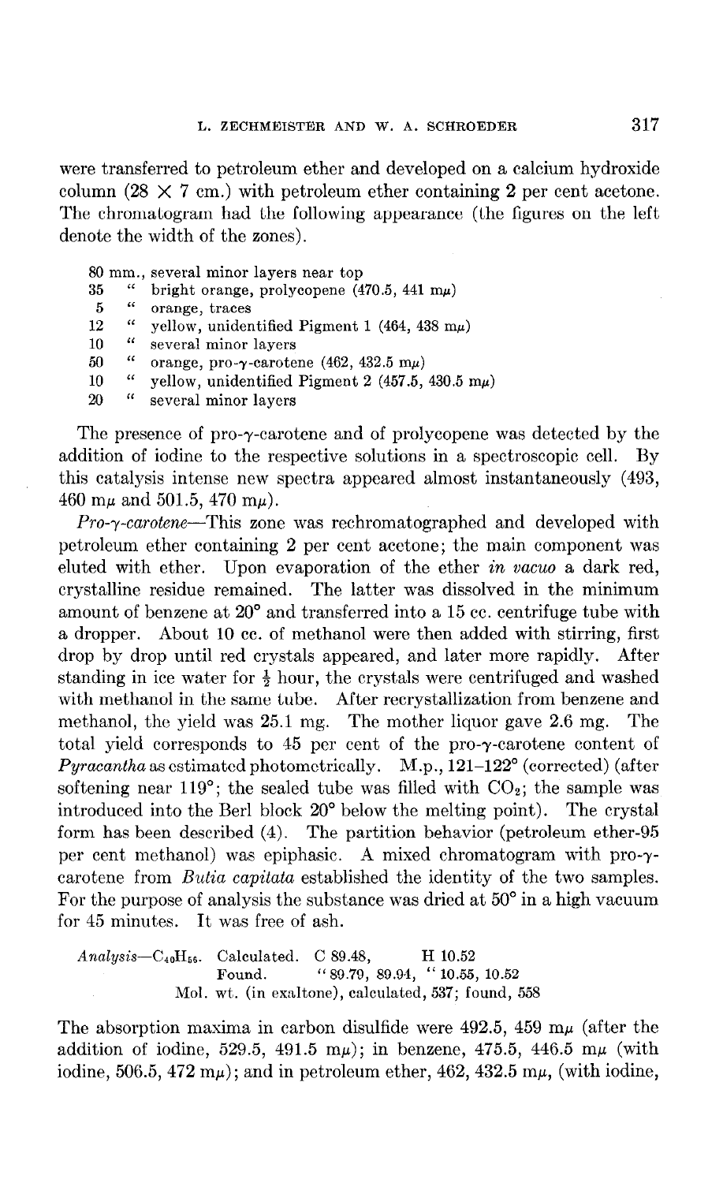were transferred to petroleum ether and developed on a calcium hydroxide column (28 × 7 cm.) with petroleum ether containing 2 per cent acetone. The chromatogram had the following appearance (the figures on the left denote the width of the zones).

80 mm., several minor layers near top
35 " bright orange, prolycopene (470.5, 441 mμ)
5 " orange, traces
12 " yellow, unidentified Pigment 1 (464, 438 mμ)
10 " several minor layers
50 " orange, pro-γ-carotene (462, 432.5 mμ)
10 " yellow, unidentified Pigment 2 (457.5, 430.5 mμ)
20 " several minor layers

The presence of pro-γ-carotene and of prolycopene was detected by the addition of iodine to the respective solutions in a spectroscopic cell. By this catalysis intense new spectra appeared almost instantaneously (493, 460 mμ and 501.5, 470 mμ).

*Pro-γ-carotene*—This zone was rechromatographed and developed with petroleum ether containing 2 per cent acetone; the main component was eluted with ether. Upon evaporation of the ether *in vacuo* a dark red, crystalline residue remained. The latter was dissolved in the minimum amount of benzene at 20° and transferred into a 15 cc. centrifuge tube with a dropper. About 10 cc. of methanol were then added with stirring, first drop by drop until red crystals appeared, and later more rapidly. After standing in ice water for ½ hour, the crystals were centrifuged and washed with methanol in the same tube. After recrystallization from benzene and methanol, the yield was 25.1 mg. The mother liquor gave 2.6 mg. The total yield corresponds to 45 per cent of the pro-γ-carotene content of *Pyracantha* as estimated photometrically. M.p., 121–122° (corrected) (after softening near 119°; the sealed tube was filled with $CO_2$; the sample was introduced into the Berl block 20° below the melting point). The crystal form has been described (4). The partition behavior (petroleum ether-95 per cent methanol) was epiphasic. A mixed chromatogram with pro-γ-carotene from *Butia capitata* established the identity of the two samples. For the purpose of analysis the substance was dried at 50° in a high vacuum for 45 minutes. It was free of ash.

*Analysis*—$C_{40}H_{56}$. Calculated. C 89.48, H 10.52
Found. " 89.79, 89.94, " 10.55, 10.52
Mol. wt. (in exaltone), calculated, 537; found, 558

The absorption maxima in carbon disulfide were 492.5, 459 mμ (after the addition of iodine, 529.5, 491.5 mμ); in benzene, 475.5, 446.5 mμ (with iodine, 506.5, 472 mμ); and in petroleum ether, 462, 432.5 mμ, (with iodine,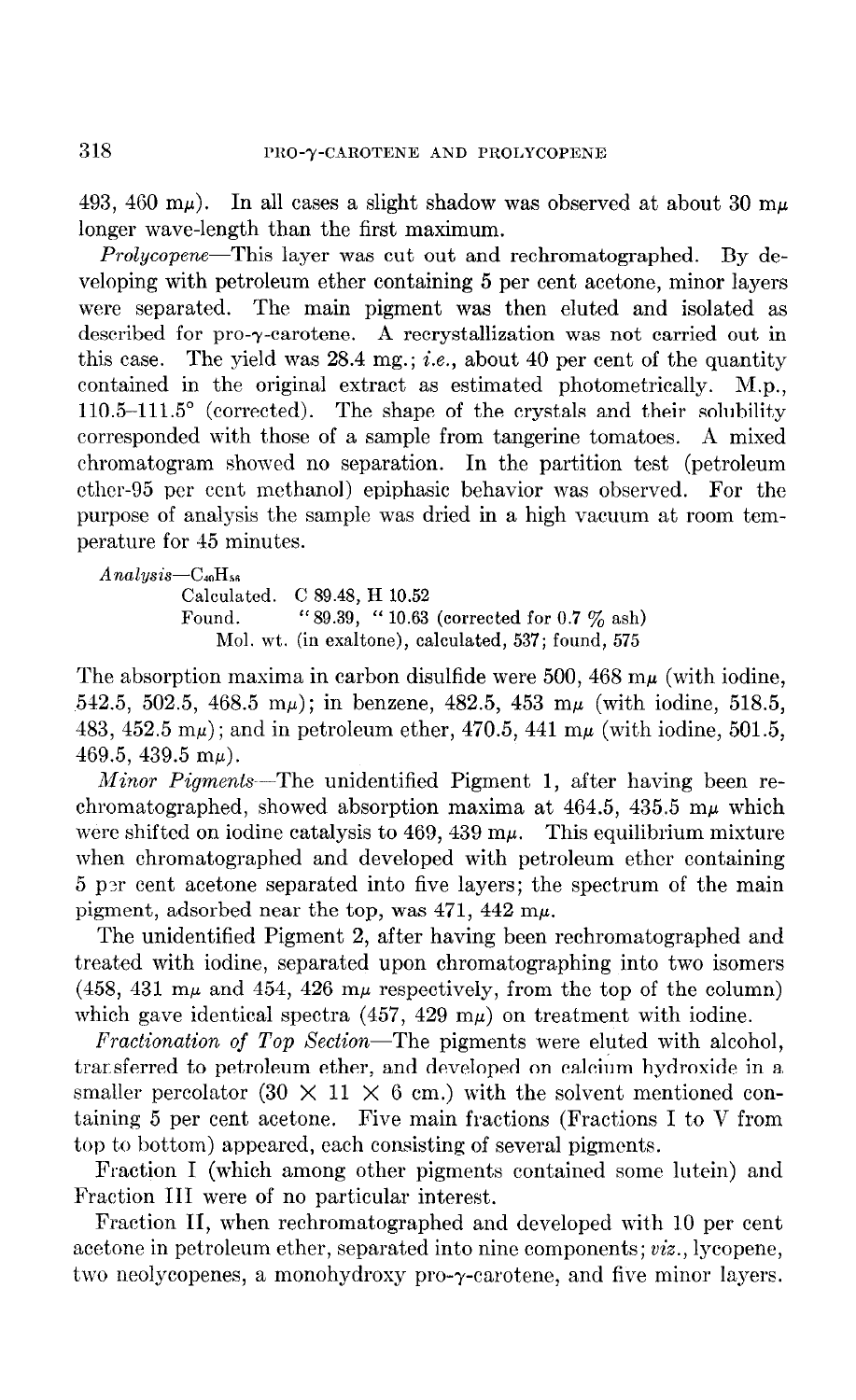493, 460 mμ). In all cases a slight shadow was observed at about 30 mμ longer wave-length than the first maximum.

*Prolycopene*—This layer was cut out and rechromatographed. By developing with petroleum ether containing 5 per cent acetone, minor layers were separated. The main pigment was then eluted and isolated as described for pro-γ-carotene. A recrystallization was not carried out in this case. The yield was 28.4 mg.; *i.e.*, about 40 per cent of the quantity contained in the original extract as estimated photometrically. M.p., 110.5–111.5° (corrected). The shape of the crystals and their solubility corresponded with those of a sample from tangerine tomatoes. A mixed chromatogram showed no separation. In the partition test (petroleum ether-95 per cent methanol) epiphasic behavior was observed. For the purpose of analysis the sample was dried in a high vacuum at room temperature for 45 minutes.

*Analysis*—$C_{40}H_{56}$

Calculated. C 89.48, H 10.52
Found. " 89.39, " 10.63 (corrected for 0.7 % ash)
Mol. wt. (in exaltone), calculated, 537; found, 575

The absorption maxima in carbon disulfide were 500, 468 mμ (with iodine, 542.5, 502.5, 468.5 mμ); in benzene, 482.5, 453 mμ (with iodine, 518.5, 483, 452.5 mμ); and in petroleum ether, 470.5, 441 mμ (with iodine, 501.5, 469.5, 439.5 mμ).

*Minor Pigments*—The unidentified Pigment 1, after having been rechromatographed, showed absorption maxima at 464.5, 435.5 mμ which were shifted on iodine catalysis to 469, 439 mμ. This equilibrium mixture when chromatographed and developed with petroleum ether containing 5 per cent acetone separated into five layers; the spectrum of the main pigment, adsorbed near the top, was 471, 442 mμ.

The unidentified Pigment 2, after having been rechromatographed and treated with iodine, separated upon chromatographing into two isomers (458, 431 mμ and 454, 426 mμ respectively, from the top of the column) which gave identical spectra (457, 429 mμ) on treatment with iodine.

*Fractionation of Top Section*—The pigments were eluted with alcohol, transferred to petroleum ether, and developed on calcium hydroxide in a smaller percolator (30 × 11 × 6 cm.) with the solvent mentioned containing 5 per cent acetone. Five main fractions (Fractions I to V from top to bottom) appeared, each consisting of several pigments.

Fraction I (which among other pigments contained some lutein) and Fraction III were of no particular interest.

Fraction II, when rechromatographed and developed with 10 per cent acetone in petroleum ether, separated into nine components; *viz.*, lycopene, two neolycopenes, a monohydroxy pro-γ-carotene, and five minor layers.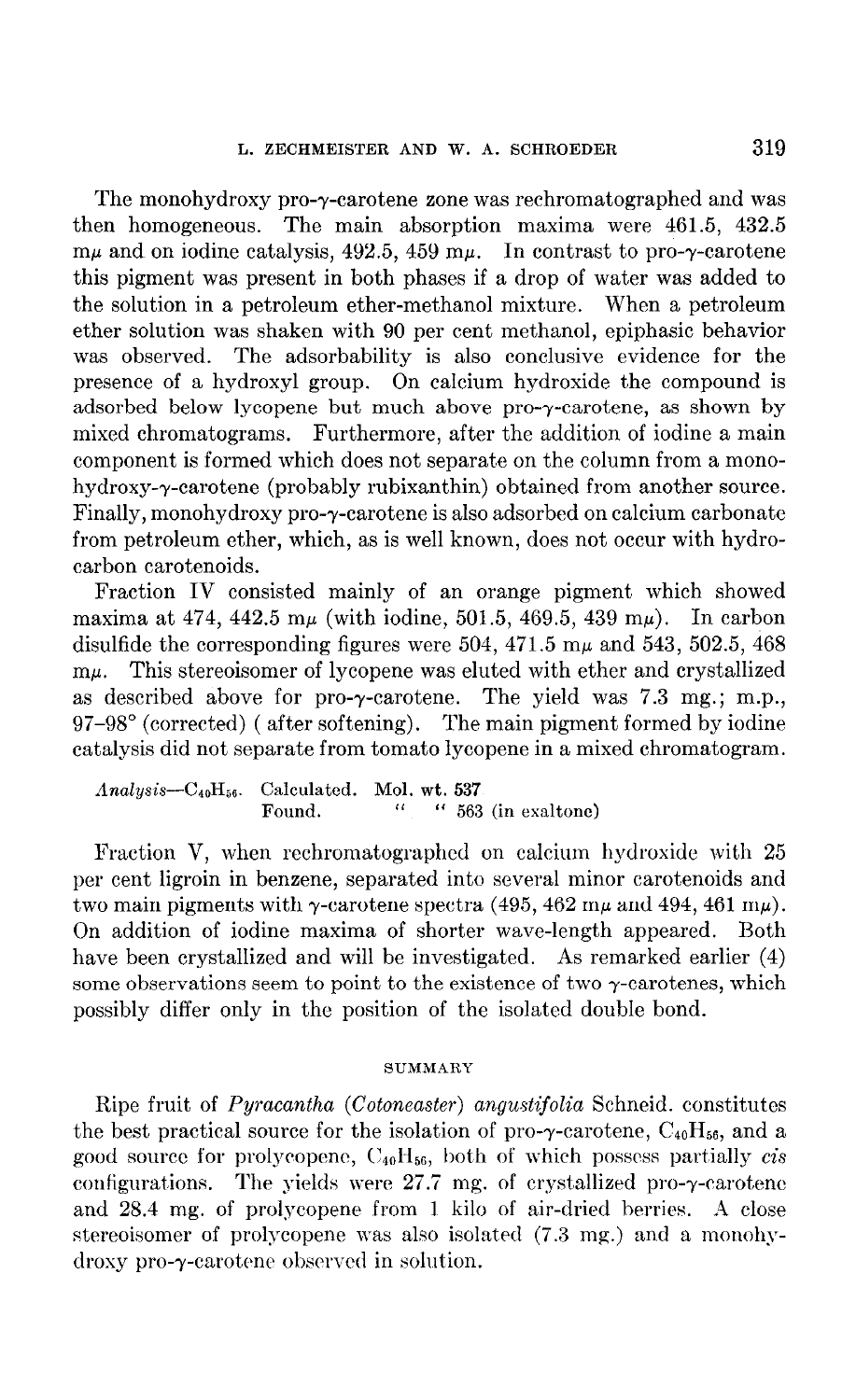The monohydroxy pro-γ-carotene zone was rechromatographed and was then homogeneous. The main absorption maxima were 461.5, 432.5 mμ and on iodine catalysis, 492.5, 459 mμ. In contrast to pro-γ-carotene this pigment was present in both phases if a drop of water was added to the solution in a petroleum ether-methanol mixture. When a petroleum ether solution was shaken with 90 per cent methanol, epiphasic behavior was observed. The adsorbability is also conclusive evidence for the presence of a hydroxyl group. On calcium hydroxide the compound is adsorbed below lycopene but much above pro-γ-carotene, as shown by mixed chromatograms. Furthermore, after the addition of iodine a main component is formed which does not separate on the column from a monohydroxy-γ-carotene (probably rubixanthin) obtained from another source. Finally, monohydroxy pro-γ-carotene is also adsorbed on calcium carbonate from petroleum ether, which, as is well known, does not occur with hydrocarbon carotenoids.

Fraction IV consisted mainly of an orange pigment which showed maxima at 474, 442.5 mμ (with iodine, 501.5, 469.5, 439 mμ). In carbon disulfide the corresponding figures were 504, 471.5 mμ and 543, 502.5, 468 mμ. This stereoisomer of lycopene was eluted with ether and crystallized as described above for pro-γ-carotene. The yield was 7.3 mg.; m.p., 97–98° (corrected) ( after softening). The main pigment formed by iodine catalysis did not separate from tomato lycopene in a mixed chromatogram.

*Analysis*—$C_{40}H_{56}$. Calculated. Mol. wt. 537
Found. " " 563 (in exaltone)

Fraction V, when rechromatographed on calcium hydroxide with 25 per cent ligroin in benzene, separated into several minor carotenoids and two main pigments with γ-carotene spectra (495, 462 mμ and 494, 461 mμ). On addition of iodine maxima of shorter wave-length appeared. Both have been crystallized and will be investigated. As remarked earlier (4) some observations seem to point to the existence of two γ-carotenes, which possibly differ only in the position of the isolated double bond.

## SUMMARY

Ripe fruit of *Pyracantha* (*Cotoneaster*) *angustifolia* Schneid. constitutes the best practical source for the isolation of pro-γ-carotene, $C_{40}H_{56}$, and a good source for prolycopene, $C_{40}H_{56}$, both of which possess partially *cis* configurations. The yields were 27.7 mg. of crystallized pro-γ-carotene and 28.4 mg. of prolycopene from 1 kilo of air-dried berries. A close stereoisomer of prolycopene was also isolated (7.3 mg.) and a monohydroxy pro-γ-carotene observed in solution.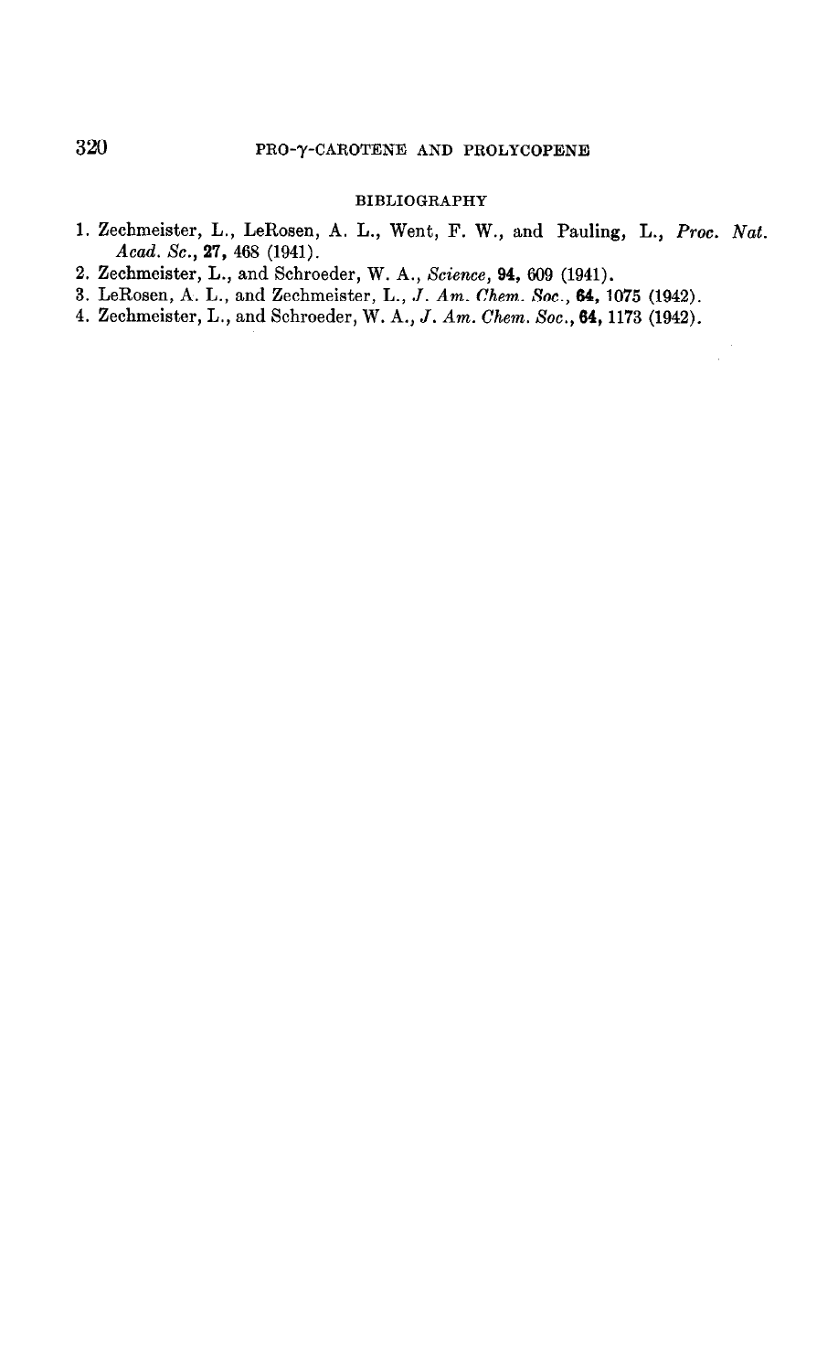## BIBLIOGRAPHY

1. Zechmeister, L., LeRosen, A. L., Went, F. W., and Pauling, L., *Proc. Nat. Acad. Sc.*, **27**, 468 (1941).
2. Zechmeister, L., and Schroeder, W. A., *Science*, **94**, 609 (1941).
3. LeRosen, A. L., and Zechmeister, L., *J. Am. Chem. Soc.*, **64**, 1075 (1942).
4. Zechmeister, L., and Schroeder, W. A., *J. Am. Chem. Soc.*, **64**, 1173 (1942).